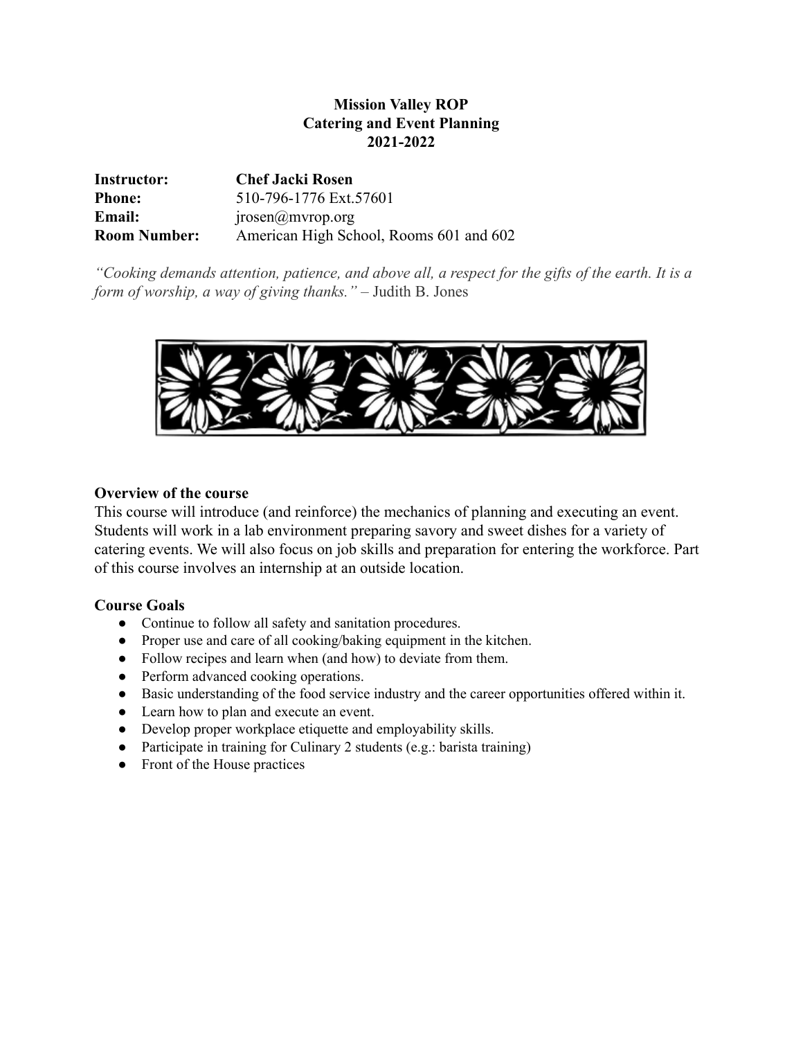**Mission Valley ROP**
**Catering and Event Planning**
**2021-2022**

| | |
|---|---|
| **Instructor:** | **Chef Jacki Rosen** |
| **Phone:** | 510-796-1776 Ext.57601 |
| **Email:** | jrosen@mvrop.org |
| **Room Number:** | American High School, Rooms 601 and 602 |

*"Cooking demands attention, patience, and above all, a respect for the gifts of the earth. It is a form of worship, a way of giving thanks."* – Judith B. Jones

### Overview of the course

This course will introduce (and reinforce) the mechanics of planning and executing an event. Students will work in a lab environment preparing savory and sweet dishes for a variety of catering events. We will also focus on job skills and preparation for entering the workforce. Part of this course involves an internship at an outside location.

### Course Goals

- Continue to follow all safety and sanitation procedures.
- Proper use and care of all cooking/baking equipment in the kitchen.
- Follow recipes and learn when (and how) to deviate from them.
- Perform advanced cooking operations.
- Basic understanding of the food service industry and the career opportunities offered within it.
- Learn how to plan and execute an event.
- Develop proper workplace etiquette and employability skills.
- Participate in training for Culinary 2 students (e.g.: barista training)
- Front of the House practices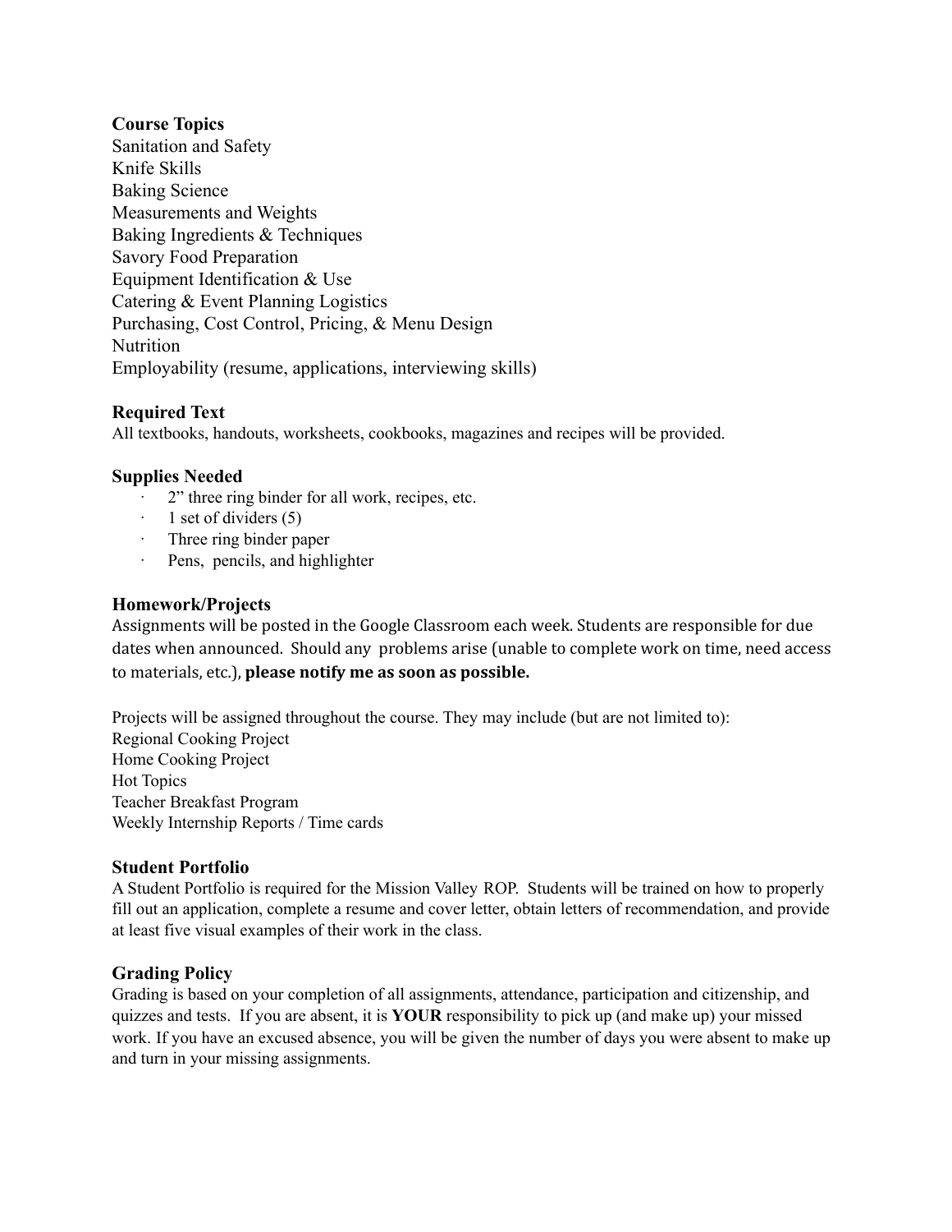## Course Topics

Sanitation and Safety
Knife Skills
Baking Science
Measurements and Weights
Baking Ingredients & Techniques
Savory Food Preparation
Equipment Identification & Use
Catering & Event Planning Logistics
Purchasing, Cost Control, Pricing, & Menu Design
Nutrition
Employability (resume, applications, interviewing skills)

## Required Text

All textbooks, handouts, worksheets, cookbooks, magazines and recipes will be provided.

## Supplies Needed

- 2" three ring binder for all work, recipes, etc.
- 1 set of dividers (5)
- Three ring binder paper
- Pens, pencils, and highlighter

## Homework/Projects

Assignments will be posted in the Google Classroom each week. Students are responsible for due dates when announced. Should any problems arise (unable to complete work on time, need access to materials, etc.), **please notify me as soon as possible.**

Projects will be assigned throughout the course. They may include (but are not limited to):
Regional Cooking Project
Home Cooking Project
Hot Topics
Teacher Breakfast Program
Weekly Internship Reports / Time cards

## Student Portfolio

A Student Portfolio is required for the Mission Valley ROP. Students will be trained on how to properly fill out an application, complete a resume and cover letter, obtain letters of recommendation, and provide at least five visual examples of their work in the class.

## Grading Policy

Grading is based on your completion of all assignments, attendance, participation and citizenship, and quizzes and tests. If you are absent, it is **YOUR** responsibility to pick up (and make up) your missed work. If you have an excused absence, you will be given the number of days you were absent to make up and turn in your missing assignments.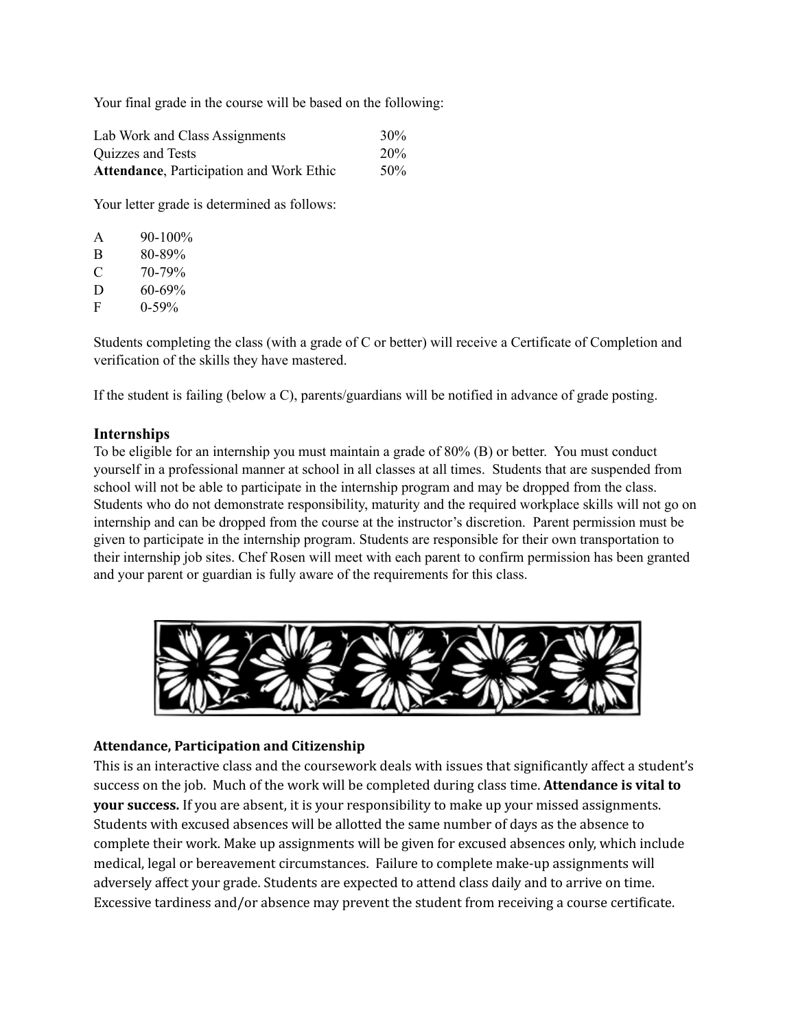Your final grade in the course will be based on the following:

| | |
|---|---|
| Lab Work and Class Assignments | 30% |
| Quizzes and Tests | 20% |
| **Attendance**, Participation and Work Ethic | 50% |

Your letter grade is determined as follows:

| | |
|---|---|
| A | 90-100% |
| B | 80-89% |
| C | 70-79% |
| D | 60-69% |
| F | 0-59% |

Students completing the class (with a grade of C or better) will receive a Certificate of Completion and verification of the skills they have mastered.

If the student is failing (below a C), parents/guardians will be notified in advance of grade posting.

## Internships

To be eligible for an internship you must maintain a grade of 80% (B) or better. You must conduct yourself in a professional manner at school in all classes at all times. Students that are suspended from school will not be able to participate in the internship program and may be dropped from the class. Students who do not demonstrate responsibility, maturity and the required workplace skills will not go on internship and can be dropped from the course at the instructor's discretion. Parent permission must be given to participate in the internship program. Students are responsible for their own transportation to their internship job sites. Chef Rosen will meet with each parent to confirm permission has been granted and your parent or guardian is fully aware of the requirements for this class.

### Attendance, Participation and Citizenship

This is an interactive class and the coursework deals with issues that significantly affect a student's success on the job. Much of the work will be completed during class time. **Attendance is vital to your success.** If you are absent, it is your responsibility to make up your missed assignments. Students with excused absences will be allotted the same number of days as the absence to complete their work. Make up assignments will be given for excused absences only, which include medical, legal or bereavement circumstances. Failure to complete make-up assignments will adversely affect your grade. Students are expected to attend class daily and to arrive on time. Excessive tardiness and/or absence may prevent the student from receiving a course certificate.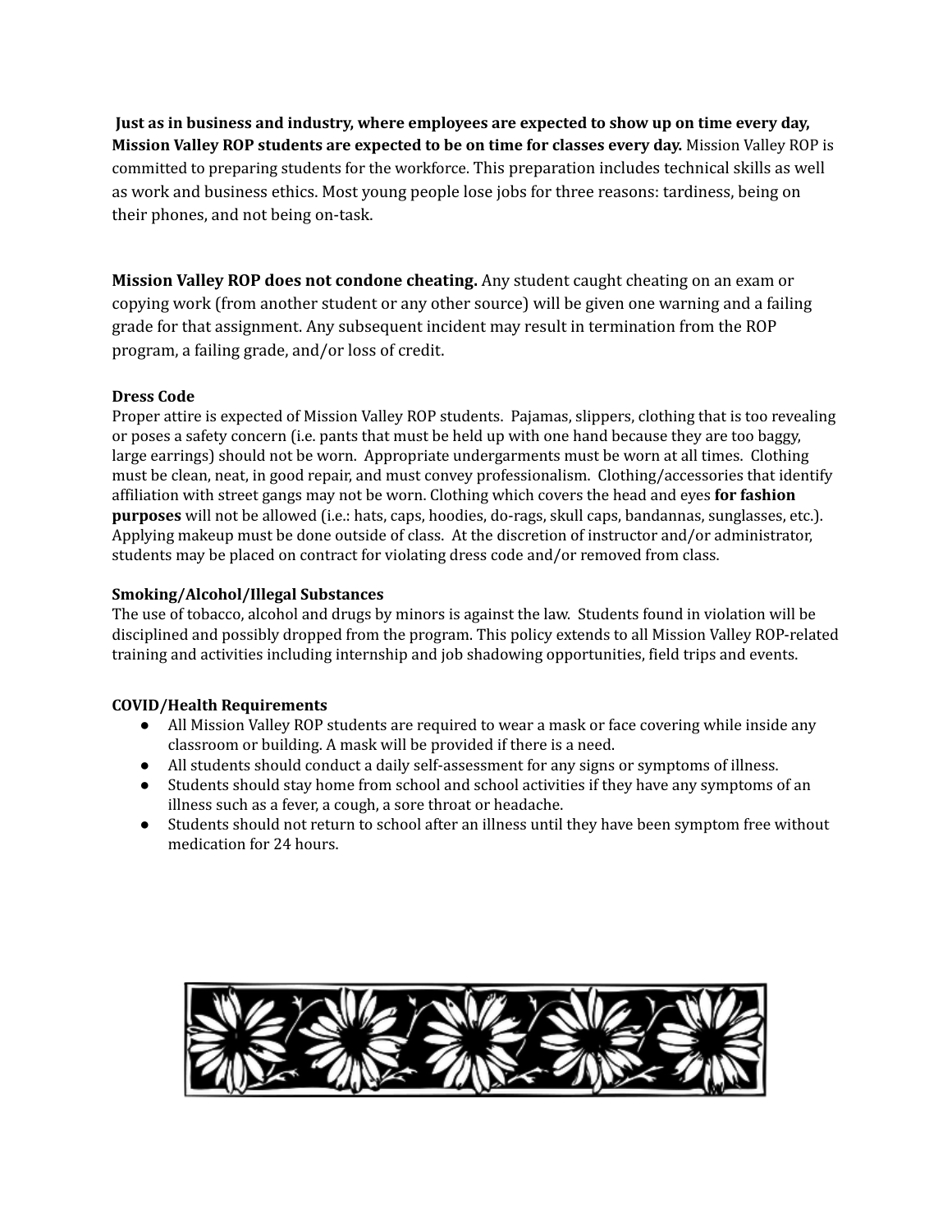**Just as in business and industry, where employees are expected to show up on time every day, Mission Valley ROP students are expected to be on time for classes every day.** Mission Valley ROP is committed to preparing students for the workforce. This preparation includes technical skills as well as work and business ethics. Most young people lose jobs for three reasons: tardiness, being on their phones, and not being on-task.

**Mission Valley ROP does not condone cheating.** Any student caught cheating on an exam or copying work (from another student or any other source) will be given one warning and a failing grade for that assignment. Any subsequent incident may result in termination from the ROP program, a failing grade, and/or loss of credit.

**Dress Code**

Proper attire is expected of Mission Valley ROP students. Pajamas, slippers, clothing that is too revealing or poses a safety concern (i.e. pants that must be held up with one hand because they are too baggy, large earrings) should not be worn. Appropriate undergarments must be worn at all times. Clothing must be clean, neat, in good repair, and must convey professionalism. Clothing/accessories that identify affiliation with street gangs may not be worn. Clothing which covers the head and eyes **for fashion purposes** will not be allowed (i.e.: hats, caps, hoodies, do-rags, skull caps, bandannas, sunglasses, etc.). Applying makeup must be done outside of class. At the discretion of instructor and/or administrator, students may be placed on contract for violating dress code and/or removed from class.

**Smoking/Alcohol/Illegal Substances**

The use of tobacco, alcohol and drugs by minors is against the law. Students found in violation will be disciplined and possibly dropped from the program. This policy extends to all Mission Valley ROP-related training and activities including internship and job shadowing opportunities, field trips and events.

**COVID/Health Requirements**

- All Mission Valley ROP students are required to wear a mask or face covering while inside any classroom or building. A mask will be provided if there is a need.
- All students should conduct a daily self-assessment for any signs or symptoms of illness.
- Students should stay home from school and school activities if they have any symptoms of an illness such as a fever, a cough, a sore throat or headache.
- Students should not return to school after an illness until they have been symptom free without medication for 24 hours.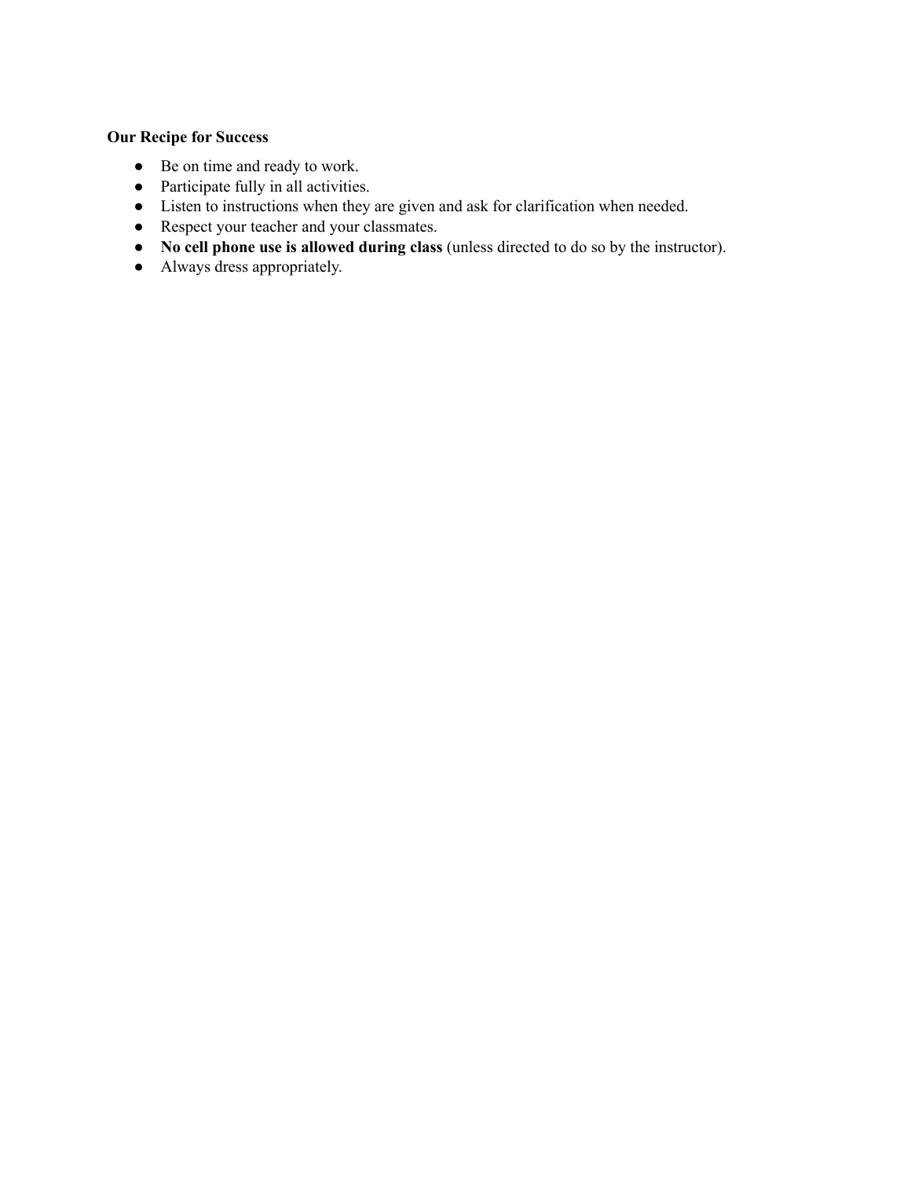**Our Recipe for Success**

- Be on time and ready to work.
- Participate fully in all activities.
- Listen to instructions when they are given and ask for clarification when needed.
- Respect your teacher and your classmates.
- **No cell phone use is allowed during class** (unless directed to do so by the instructor).
- Always dress appropriately.